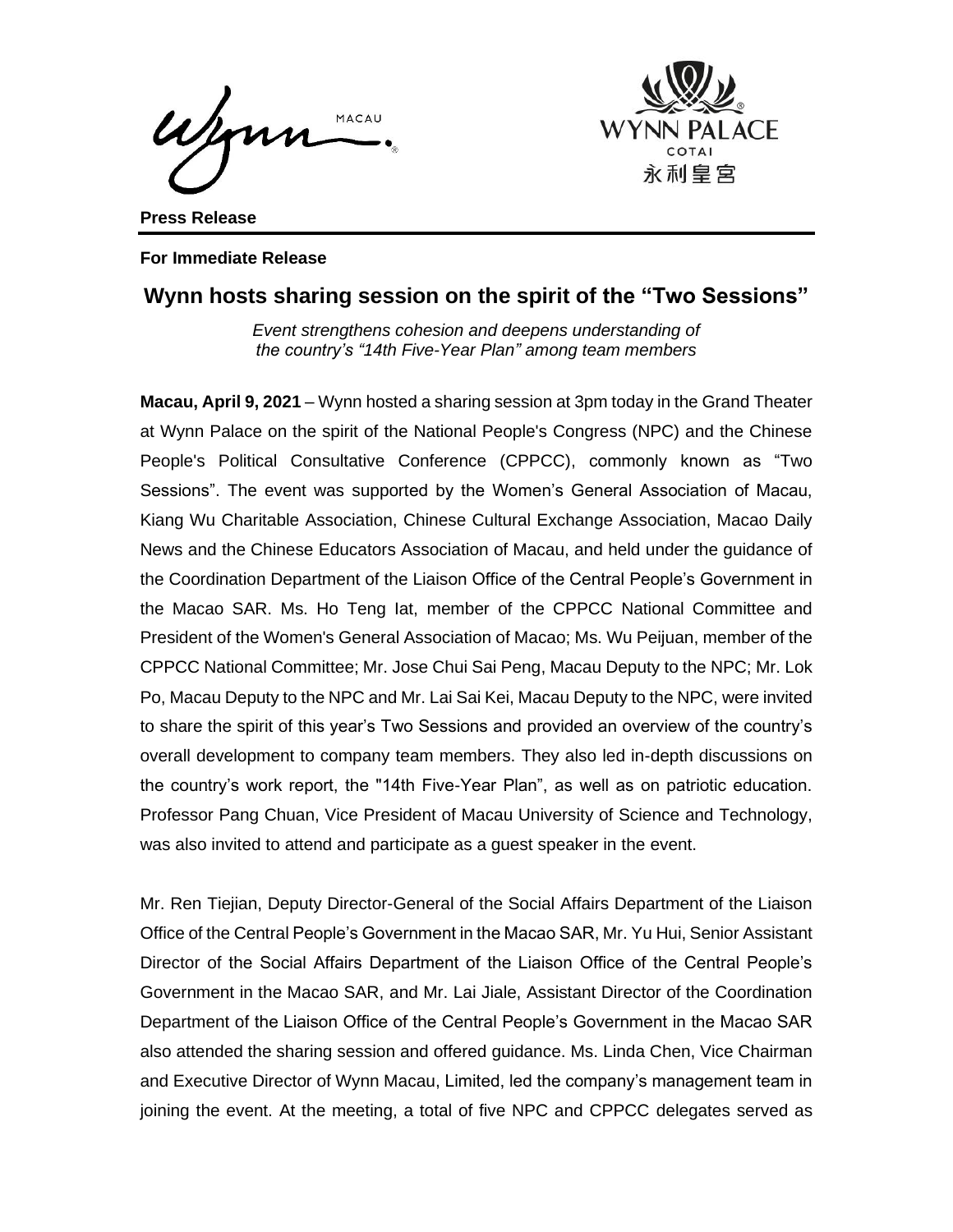**Press Release**

**For Immediate Release**

## Wynn hosts sharing session on the spirit of the "Two Sessions"

*Event strengthens cohesion and deepens understanding of the country's "14th Five-Year Plan" among team members*

**Macau, April 9, 2021** – Wynn hosted a sharing session at 3pm today in the Grand Theater at Wynn Palace on the spirit of the National People's Congress (NPC) and the Chinese People's Political Consultative Conference (CPPCC), commonly known as "Two Sessions". The event was supported by the Women's General Association of Macau, Kiang Wu Charitable Association, Chinese Cultural Exchange Association, Macao Daily News and the Chinese Educators Association of Macau, and held under the guidance of the Coordination Department of the Liaison Office of the Central People's Government in the Macao SAR. Ms. Ho Teng Iat, member of the CPPCC National Committee and President of the Women's General Association of Macao; Ms. Wu Peijuan, member of the CPPCC National Committee; Mr. Jose Chui Sai Peng, Macau Deputy to the NPC; Mr. Lok Po, Macau Deputy to the NPC and Mr. Lai Sai Kei, Macau Deputy to the NPC, were invited to share the spirit of this year's Two Sessions and provided an overview of the country's overall development to company team members. They also led in-depth discussions on the country's work report, the "14th Five-Year Plan", as well as on patriotic education. Professor Pang Chuan, Vice President of Macau University of Science and Technology, was also invited to attend and participate as a guest speaker in the event.

Mr. Ren Tiejian, Deputy Director-General of the Social Affairs Department of the Liaison Office of the Central People's Government in the Macao SAR, Mr. Yu Hui, Senior Assistant Director of the Social Affairs Department of the Liaison Office of the Central People's Government in the Macao SAR, and Mr. Lai Jiale, Assistant Director of the Coordination Department of the Liaison Office of the Central People's Government in the Macao SAR also attended the sharing session and offered guidance. Ms. Linda Chen, Vice Chairman and Executive Director of Wynn Macau, Limited, led the company's management team in joining the event. At the meeting, a total of five NPC and CPPCC delegates served as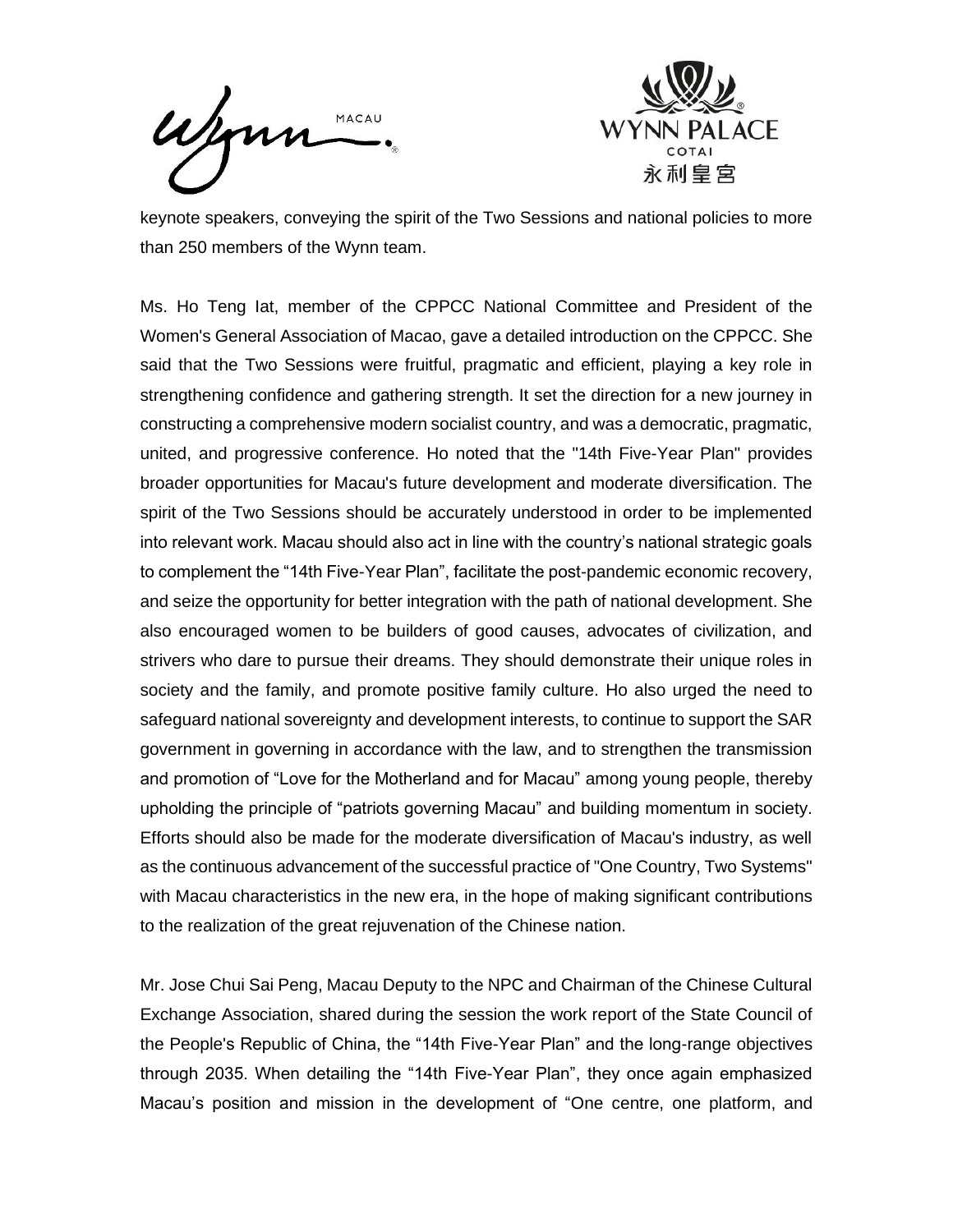keynote speakers, conveying the spirit of the Two Sessions and national policies to more than 250 members of the Wynn team.

Ms. Ho Teng Iat, member of the CPPCC National Committee and President of the Women's General Association of Macao, gave a detailed introduction on the CPPCC. She said that the Two Sessions were fruitful, pragmatic and efficient, playing a key role in strengthening confidence and gathering strength. It set the direction for a new journey in constructing a comprehensive modern socialist country, and was a democratic, pragmatic, united, and progressive conference. Ho noted that the "14th Five-Year Plan" provides broader opportunities for Macau's future development and moderate diversification. The spirit of the Two Sessions should be accurately understood in order to be implemented into relevant work. Macau should also act in line with the country's national strategic goals to complement the "14th Five-Year Plan", facilitate the post-pandemic economic recovery, and seize the opportunity for better integration with the path of national development. She also encouraged women to be builders of good causes, advocates of civilization, and strivers who dare to pursue their dreams. They should demonstrate their unique roles in society and the family, and promote positive family culture. Ho also urged the need to safeguard national sovereignty and development interests, to continue to support the SAR government in governing in accordance with the law, and to strengthen the transmission and promotion of "Love for the Motherland and for Macau" among young people, thereby upholding the principle of "patriots governing Macau" and building momentum in society. Efforts should also be made for the moderate diversification of Macau's industry, as well as the continuous advancement of the successful practice of "One Country, Two Systems" with Macau characteristics in the new era, in the hope of making significant contributions to the realization of the great rejuvenation of the Chinese nation.

Mr. Jose Chui Sai Peng, Macau Deputy to the NPC and Chairman of the Chinese Cultural Exchange Association, shared during the session the work report of the State Council of the People's Republic of China, the "14th Five-Year Plan" and the long-range objectives through 2035. When detailing the "14th Five-Year Plan", they once again emphasized Macau's position and mission in the development of "One centre, one platform, and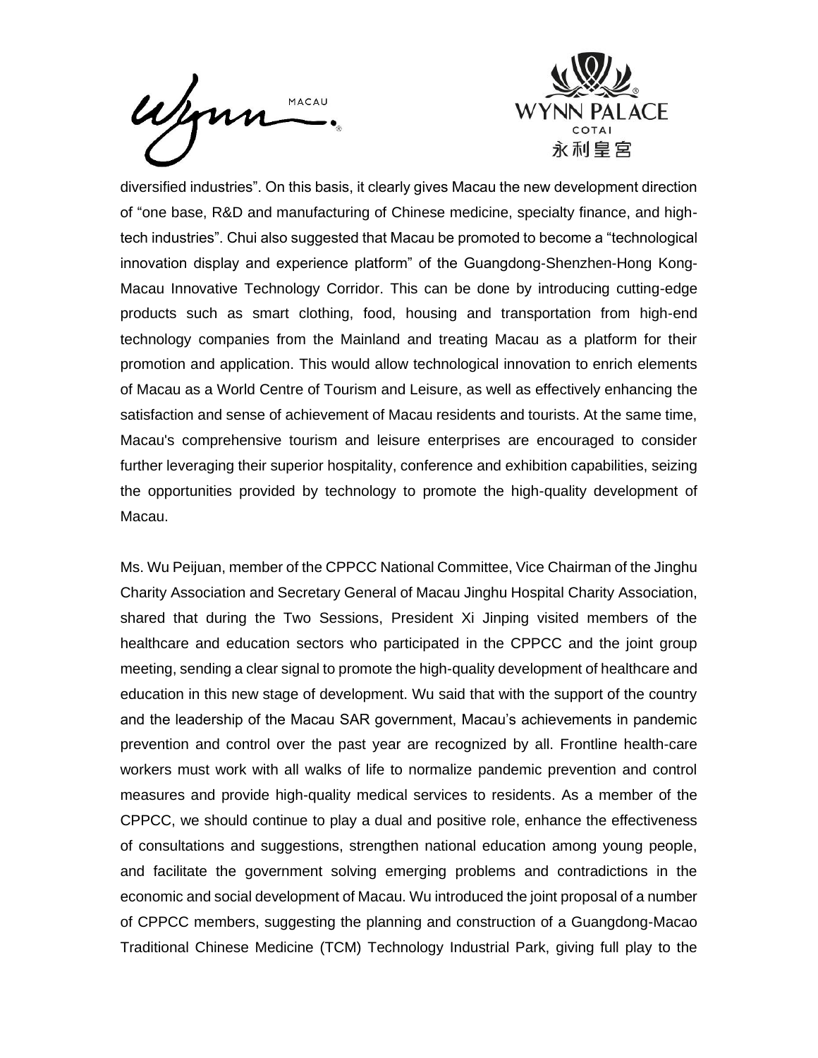diversified industries". On this basis, it clearly gives Macau the new development direction of "one base, R&D and manufacturing of Chinese medicine, specialty finance, and high-tech industries". Chui also suggested that Macau be promoted to become a "technological innovation display and experience platform" of the Guangdong-Shenzhen-Hong Kong-Macau Innovative Technology Corridor. This can be done by introducing cutting-edge products such as smart clothing, food, housing and transportation from high-end technology companies from the Mainland and treating Macau as a platform for their promotion and application. This would allow technological innovation to enrich elements of Macau as a World Centre of Tourism and Leisure, as well as effectively enhancing the satisfaction and sense of achievement of Macau residents and tourists. At the same time, Macau's comprehensive tourism and leisure enterprises are encouraged to consider further leveraging their superior hospitality, conference and exhibition capabilities, seizing the opportunities provided by technology to promote the high-quality development of Macau.

Ms. Wu Peijuan, member of the CPPCC National Committee, Vice Chairman of the Jinghu Charity Association and Secretary General of Macau Jinghu Hospital Charity Association, shared that during the Two Sessions, President Xi Jinping visited members of the healthcare and education sectors who participated in the CPPCC and the joint group meeting, sending a clear signal to promote the high-quality development of healthcare and education in this new stage of development. Wu said that with the support of the country and the leadership of the Macau SAR government, Macau's achievements in pandemic prevention and control over the past year are recognized by all. Frontline health-care workers must work with all walks of life to normalize pandemic prevention and control measures and provide high-quality medical services to residents. As a member of the CPPCC, we should continue to play a dual and positive role, enhance the effectiveness of consultations and suggestions, strengthen national education among young people, and facilitate the government solving emerging problems and contradictions in the economic and social development of Macau. Wu introduced the joint proposal of a number of CPPCC members, suggesting the planning and construction of a Guangdong-Macao Traditional Chinese Medicine (TCM) Technology Industrial Park, giving full play to the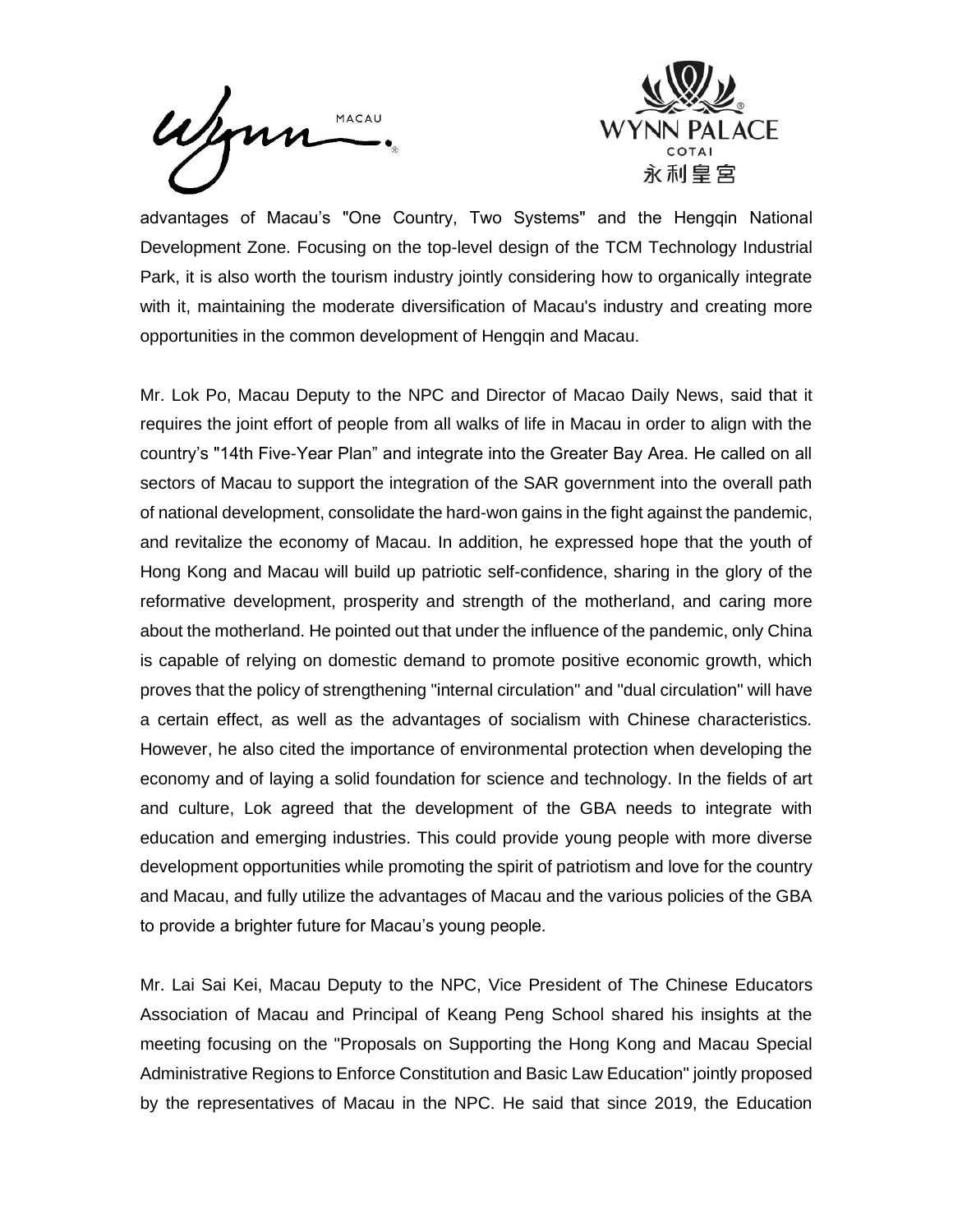advantages of Macau's "One Country, Two Systems" and the Hengqin National Development Zone. Focusing on the top-level design of the TCM Technology Industrial Park, it is also worth the tourism industry jointly considering how to organically integrate with it, maintaining the moderate diversification of Macau's industry and creating more opportunities in the common development of Hengqin and Macau.

Mr. Lok Po, Macau Deputy to the NPC and Director of Macao Daily News, said that it requires the joint effort of people from all walks of life in Macau in order to align with the country's "14th Five-Year Plan" and integrate into the Greater Bay Area. He called on all sectors of Macau to support the integration of the SAR government into the overall path of national development, consolidate the hard-won gains in the fight against the pandemic, and revitalize the economy of Macau. In addition, he expressed hope that the youth of Hong Kong and Macau will build up patriotic self-confidence, sharing in the glory of the reformative development, prosperity and strength of the motherland, and caring more about the motherland. He pointed out that under the influence of the pandemic, only China is capable of relying on domestic demand to promote positive economic growth, which proves that the policy of strengthening "internal circulation" and "dual circulation" will have a certain effect, as well as the advantages of socialism with Chinese characteristics. However, he also cited the importance of environmental protection when developing the economy and of laying a solid foundation for science and technology. In the fields of art and culture, Lok agreed that the development of the GBA needs to integrate with education and emerging industries. This could provide young people with more diverse development opportunities while promoting the spirit of patriotism and love for the country and Macau, and fully utilize the advantages of Macau and the various policies of the GBA to provide a brighter future for Macau's young people.

Mr. Lai Sai Kei, Macau Deputy to the NPC, Vice President of The Chinese Educators Association of Macau and Principal of Keang Peng School shared his insights at the meeting focusing on the "Proposals on Supporting the Hong Kong and Macau Special Administrative Regions to Enforce Constitution and Basic Law Education" jointly proposed by the representatives of Macau in the NPC. He said that since 2019, the Education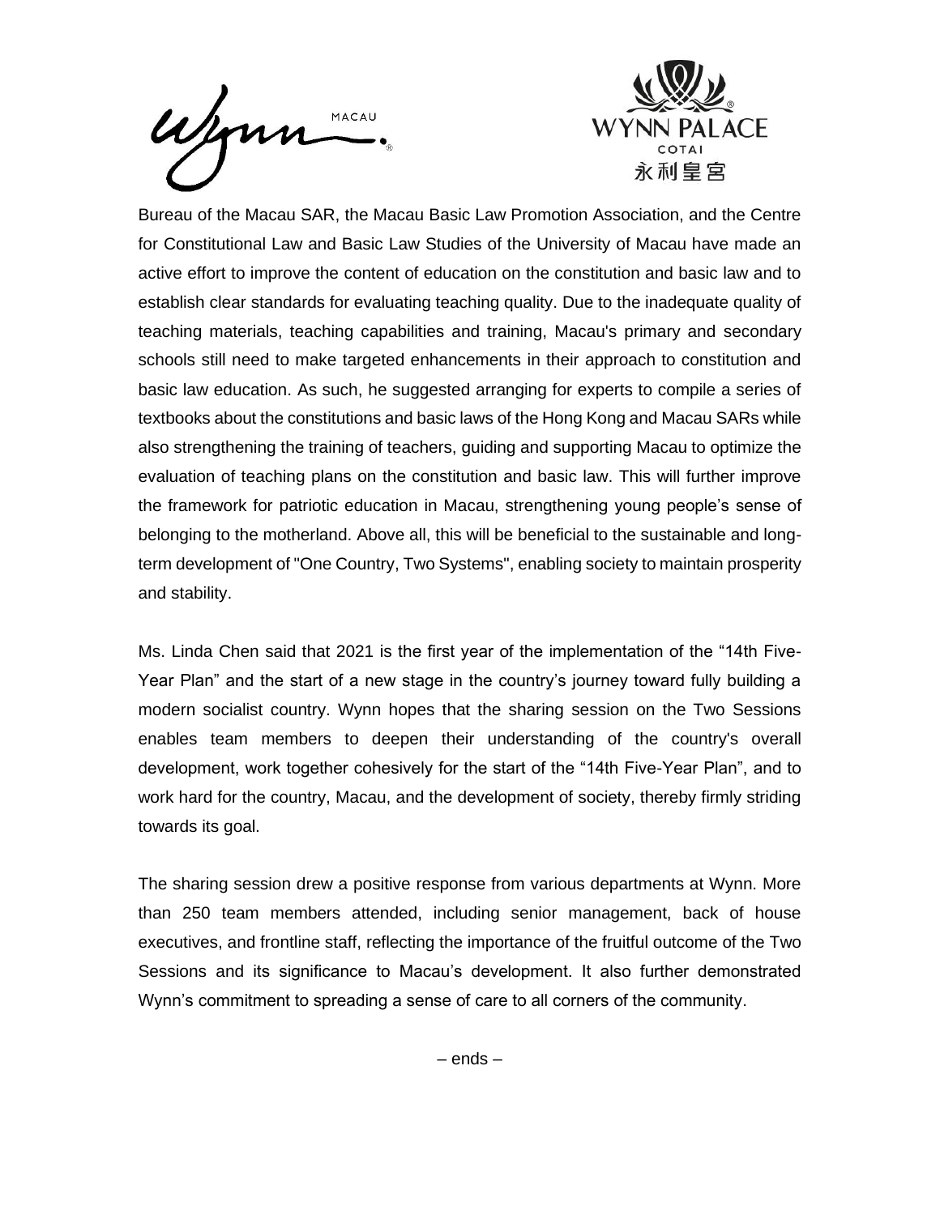Bureau of the Macau SAR, the Macau Basic Law Promotion Association, and the Centre for Constitutional Law and Basic Law Studies of the University of Macau have made an active effort to improve the content of education on the constitution and basic law and to establish clear standards for evaluating teaching quality. Due to the inadequate quality of teaching materials, teaching capabilities and training, Macau's primary and secondary schools still need to make targeted enhancements in their approach to constitution and basic law education. As such, he suggested arranging for experts to compile a series of textbooks about the constitutions and basic laws of the Hong Kong and Macau SARs while also strengthening the training of teachers, guiding and supporting Macau to optimize the evaluation of teaching plans on the constitution and basic law. This will further improve the framework for patriotic education in Macau, strengthening young people's sense of belonging to the motherland. Above all, this will be beneficial to the sustainable and long-term development of "One Country, Two Systems", enabling society to maintain prosperity and stability.

Ms. Linda Chen said that 2021 is the first year of the implementation of the "14th Five-Year Plan" and the start of a new stage in the country's journey toward fully building a modern socialist country. Wynn hopes that the sharing session on the Two Sessions enables team members to deepen their understanding of the country's overall development, work together cohesively for the start of the "14th Five-Year Plan", and to work hard for the country, Macau, and the development of society, thereby firmly striding towards its goal.

The sharing session drew a positive response from various departments at Wynn. More than 250 team members attended, including senior management, back of house executives, and frontline staff, reflecting the importance of the fruitful outcome of the Two Sessions and its significance to Macau's development. It also further demonstrated Wynn's commitment to spreading a sense of care to all corners of the community.

– ends –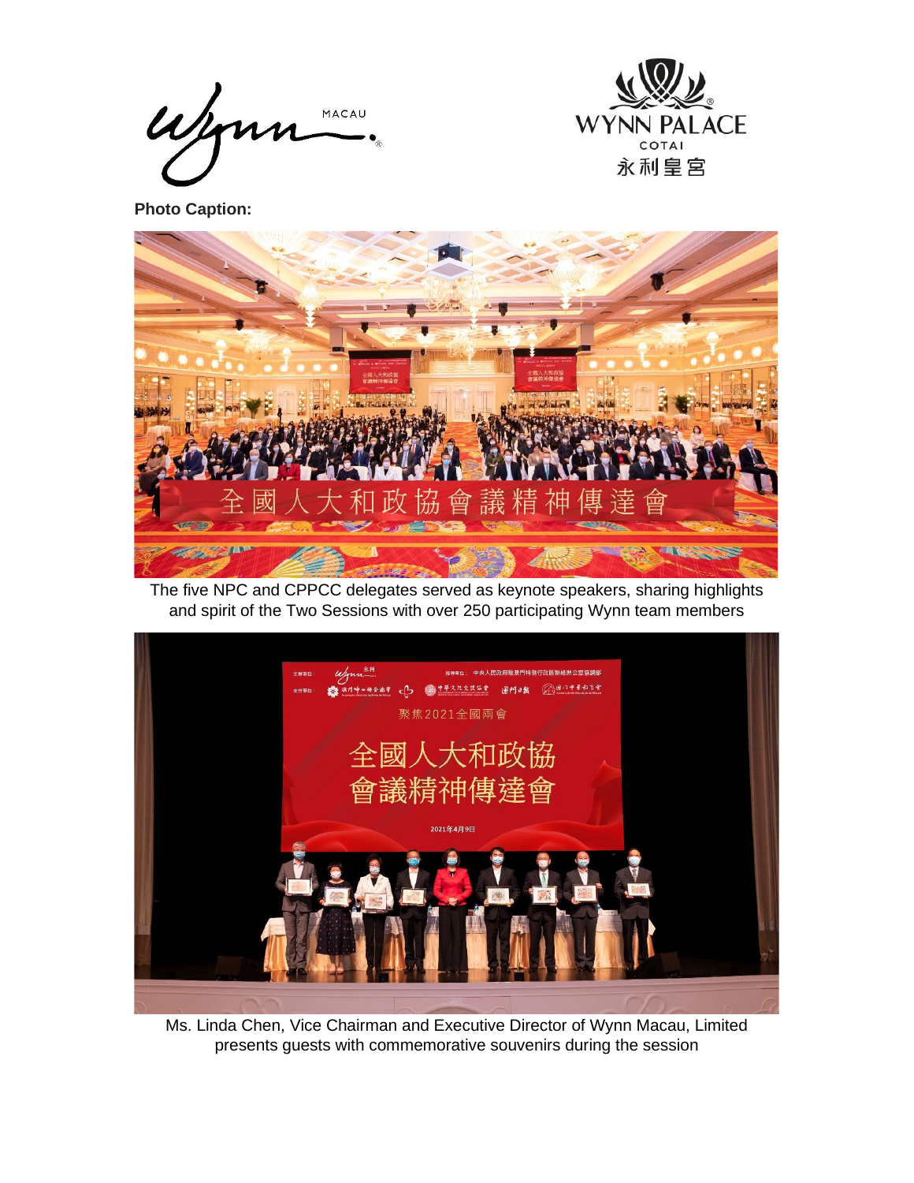**Photo Caption:**

The five NPC and CPPCC delegates served as keynote speakers, sharing highlights and spirit of the Two Sessions with over 250 participating Wynn team members

Ms. Linda Chen, Vice Chairman and Executive Director of Wynn Macau, Limited presents guests with commemorative souvenirs during the session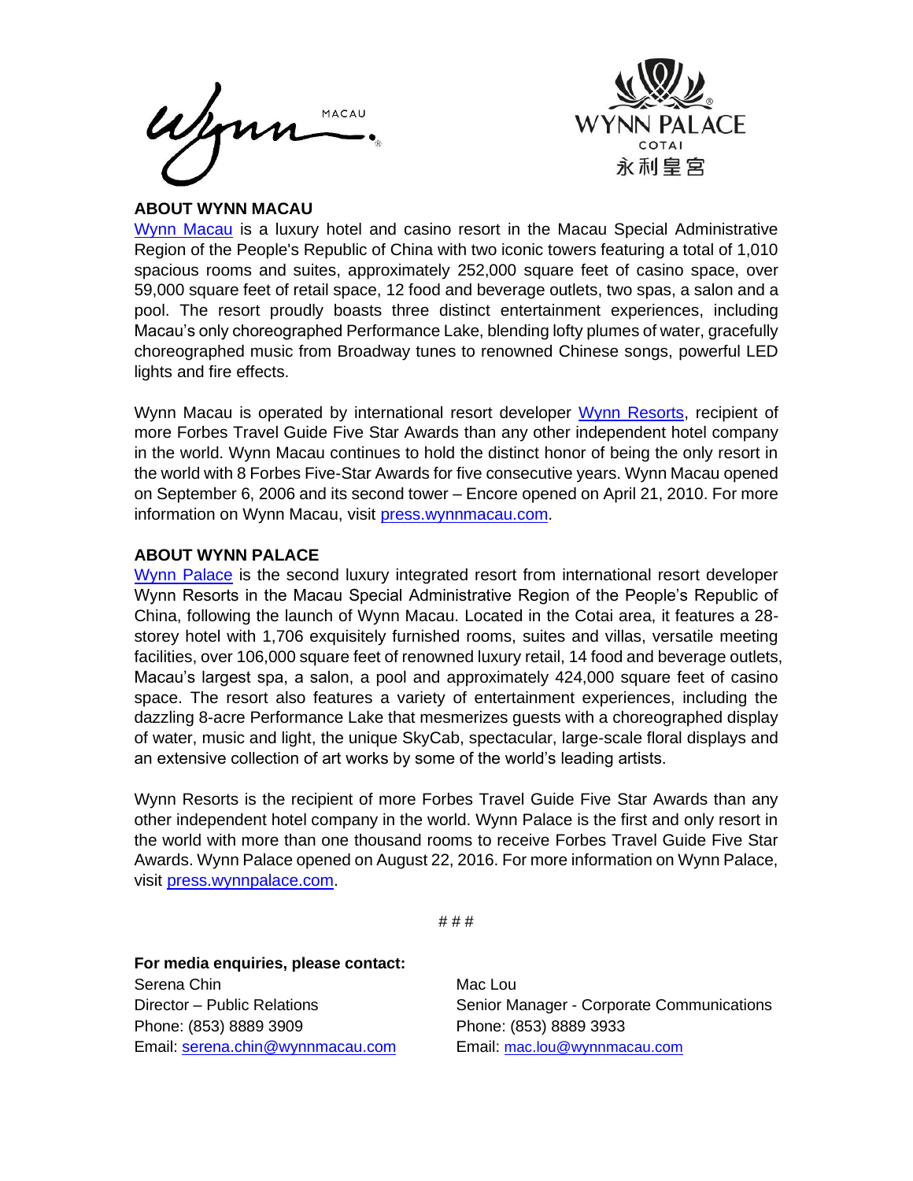## ABOUT WYNN MACAU

[Wynn Macau](#) is a luxury hotel and casino resort in the Macau Special Administrative Region of the People's Republic of China with two iconic towers featuring a total of 1,010 spacious rooms and suites, approximately 252,000 square feet of casino space, over 59,000 square feet of retail space, 12 food and beverage outlets, two spas, a salon and a pool. The resort proudly boasts three distinct entertainment experiences, including Macau's only choreographed Performance Lake, blending lofty plumes of water, gracefully choreographed music from Broadway tunes to renowned Chinese songs, powerful LED lights and fire effects.

Wynn Macau is operated by international resort developer [Wynn Resorts](#), recipient of more Forbes Travel Guide Five Star Awards than any other independent hotel company in the world. Wynn Macau continues to hold the distinct honor of being the only resort in the world with 8 Forbes Five-Star Awards for five consecutive years. Wynn Macau opened on September 6, 2006 and its second tower – Encore opened on April 21, 2010. For more information on Wynn Macau, visit [press.wynnmacau.com](#).

## ABOUT WYNN PALACE

[Wynn Palace](#) is the second luxury integrated resort from international resort developer Wynn Resorts in the Macau Special Administrative Region of the People's Republic of China, following the launch of Wynn Macau. Located in the Cotai area, it features a 28-storey hotel with 1,706 exquisitely furnished rooms, suites and villas, versatile meeting facilities, over 106,000 square feet of renowned luxury retail, 14 food and beverage outlets, Macau's largest spa, a salon, a pool and approximately 424,000 square feet of casino space. The resort also features a variety of entertainment experiences, including the dazzling 8-acre Performance Lake that mesmerizes guests with a choreographed display of water, music and light, the unique SkyCab, spectacular, large-scale floral displays and an extensive collection of art works by some of the world's leading artists.

Wynn Resorts is the recipient of more Forbes Travel Guide Five Star Awards than any other independent hotel company in the world. Wynn Palace is the first and only resort in the world with more than one thousand rooms to receive Forbes Travel Guide Five Star Awards. Wynn Palace opened on August 22, 2016. For more information on Wynn Palace, visit [press.wynnpalace.com](#).

# # #

**For media enquiries, please contact:**

Serena Chin
Director – Public Relations
Phone: (853) 8889 3909
Email: serena.chin@wynnmacau.com

Mac Lou
Senior Manager - Corporate Communications
Phone: (853) 8889 3933
Email: mac.lou@wynnmacau.com